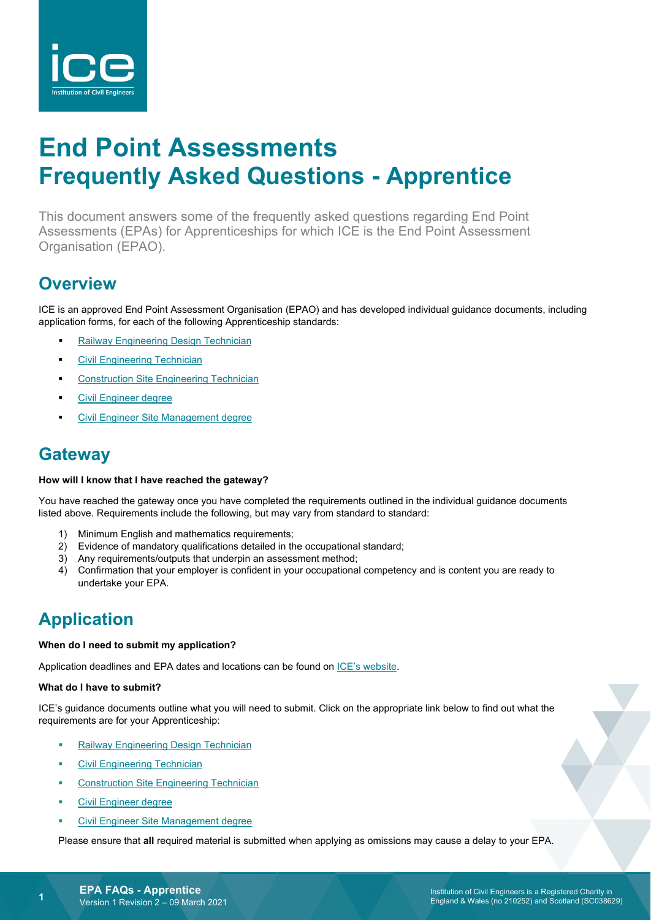# End Point Assessments
# Frequently Asked Questions - Apprentice

This document answers some of the frequently asked questions regarding End Point Assessments (EPAs) for Apprenticeships for which ICE is the End Point Assessment Organisation (EPAO).

## Overview

ICE is an approved End Point Assessment Organisation (EPAO) and has developed individual guidance documents, including application forms, for each of the following Apprenticeship standards:

- Railway Engineering Design Technician
- Civil Engineering Technician
- Construction Site Engineering Technician
- Civil Engineer degree
- Civil Engineer Site Management degree

## Gateway

**How will I know that I have reached the gateway?**

You have reached the gateway once you have completed the requirements outlined in the individual guidance documents listed above. Requirements include the following, but may vary from standard to standard:

1) Minimum English and mathematics requirements;
2) Evidence of mandatory qualifications detailed in the occupational standard;
3) Any requirements/outputs that underpin an assessment method;
4) Confirmation that your employer is confident in your occupational competency and is content you are ready to undertake your EPA.

## Application

**When do I need to submit my application?**

Application deadlines and EPA dates and locations can be found on ICE's website.

**What do I have to submit?**

ICE's guidance documents outline what you will need to submit. Click on the appropriate link below to find out what the requirements are for your Apprenticeship:

- Railway Engineering Design Technician
- Civil Engineering Technician
- Construction Site Engineering Technician
- Civil Engineer degree
- Civil Engineer Site Management degree

Please ensure that **all** required material is submitted when applying as omissions may cause a delay to your EPA.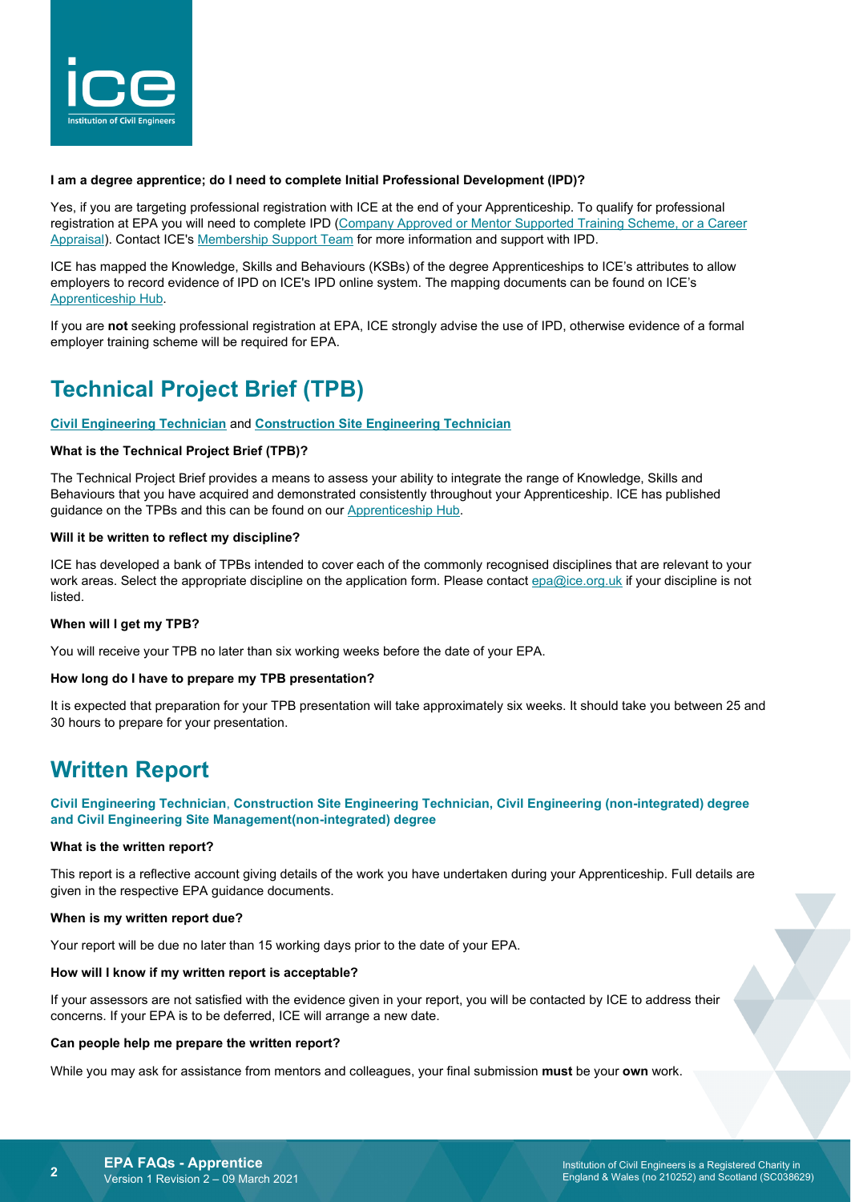**I am a degree apprentice; do I need to complete Initial Professional Development (IPD)?**

Yes, if you are targeting professional registration with ICE at the end of your Apprenticeship. To qualify for professional registration at EPA you will need to complete IPD (Company Approved or Mentor Supported Training Scheme, or a Career Appraisal). Contact ICE's Membership Support Team for more information and support with IPD.

ICE has mapped the Knowledge, Skills and Behaviours (KSBs) of the degree Apprenticeships to ICE's attributes to allow employers to record evidence of IPD on ICE's IPD online system. The mapping documents can be found on ICE's Apprenticeship Hub.

If you are **not** seeking professional registration at EPA, ICE strongly advise the use of IPD, otherwise evidence of a formal employer training scheme will be required for EPA.

## Technical Project Brief (TPB)

**Civil Engineering Technician** and **Construction Site Engineering Technician**

**What is the Technical Project Brief (TPB)?**

The Technical Project Brief provides a means to assess your ability to integrate the range of Knowledge, Skills and Behaviours that you have acquired and demonstrated consistently throughout your Apprenticeship. ICE has published guidance on the TPBs and this can be found on our Apprenticeship Hub.

**Will it be written to reflect my discipline?**

ICE has developed a bank of TPBs intended to cover each of the commonly recognised disciplines that are relevant to your work areas. Select the appropriate discipline on the application form. Please contact epa@ice.org.uk if your discipline is not listed.

**When will I get my TPB?**

You will receive your TPB no later than six working weeks before the date of your EPA.

**How long do I have to prepare my TPB presentation?**

It is expected that preparation for your TPB presentation will take approximately six weeks. It should take you between 25 and 30 hours to prepare for your presentation.

## Written Report

**Civil Engineering Technician, Construction Site Engineering Technician, Civil Engineering (non-integrated) degree and Civil Engineering Site Management(non-integrated) degree**

**What is the written report?**

This report is a reflective account giving details of the work you have undertaken during your Apprenticeship. Full details are given in the respective EPA guidance documents.

**When is my written report due?**

Your report will be due no later than 15 working days prior to the date of your EPA.

**How will I know if my written report is acceptable?**

If your assessors are not satisfied with the evidence given in your report, you will be contacted by ICE to address their concerns. If your EPA is to be deferred, ICE will arrange a new date.

**Can people help me prepare the written report?**

While you may ask for assistance from mentors and colleagues, your final submission **must** be your **own** work.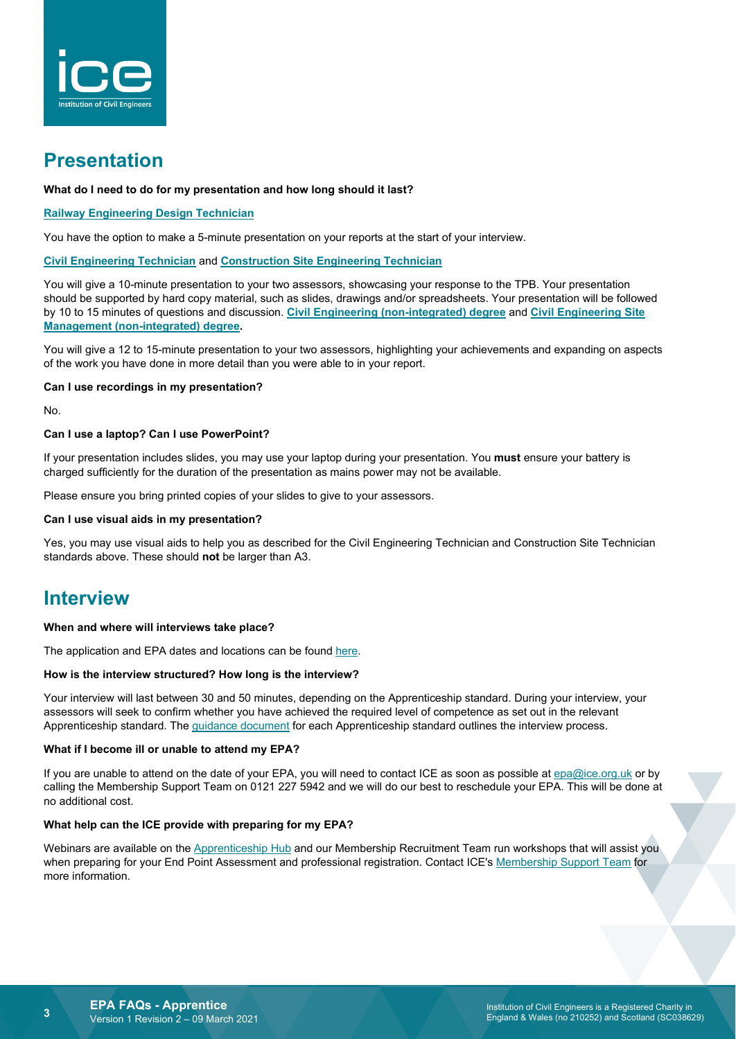## Presentation

**What do I need to do for my presentation and how long should it last?**

**Railway Engineering Design Technician**

You have the option to make a 5-minute presentation on your reports at the start of your interview.

**Civil Engineering Technician** and **Construction Site Engineering Technician**

You will give a 10-minute presentation to your two assessors, showcasing your response to the TPB. Your presentation should be supported by hard copy material, such as slides, drawings and/or spreadsheets. Your presentation will be followed by 10 to 15 minutes of questions and discussion. **Civil Engineering (non-integrated) degree** and **Civil Engineering Site Management (non-integrated) degree.**

You will give a 12 to 15-minute presentation to your two assessors, highlighting your achievements and expanding on aspects of the work you have done in more detail than you were able to in your report.

**Can I use recordings in my presentation?**

No.

**Can I use a laptop? Can I use PowerPoint?**

If your presentation includes slides, you may use your laptop during your presentation. You **must** ensure your battery is charged sufficiently for the duration of the presentation as mains power may not be available.

Please ensure you bring printed copies of your slides to give to your assessors.

**Can I use visual aids in my presentation?**

Yes, you may use visual aids to help you as described for the Civil Engineering Technician and Construction Site Technician standards above. These should **not** be larger than A3.

## Interview

**When and where will interviews take place?**

The application and EPA dates and locations can be found here.

**How is the interview structured? How long is the interview?**

Your interview will last between 30 and 50 minutes, depending on the Apprenticeship standard. During your interview, your assessors will seek to confirm whether you have achieved the required level of competence as set out in the relevant Apprenticeship standard. The guidance document for each Apprenticeship standard outlines the interview process.

**What if I become ill or unable to attend my EPA?**

If you are unable to attend on the date of your EPA, you will need to contact ICE as soon as possible at epa@ice.org.uk or by calling the Membership Support Team on 0121 227 5942 and we will do our best to reschedule your EPA. This will be done at no additional cost.

**What help can the ICE provide with preparing for my EPA?**

Webinars are available on the Apprenticeship Hub and our Membership Recruitment Team run workshops that will assist you when preparing for your End Point Assessment and professional registration. Contact ICE's Membership Support Team for more information.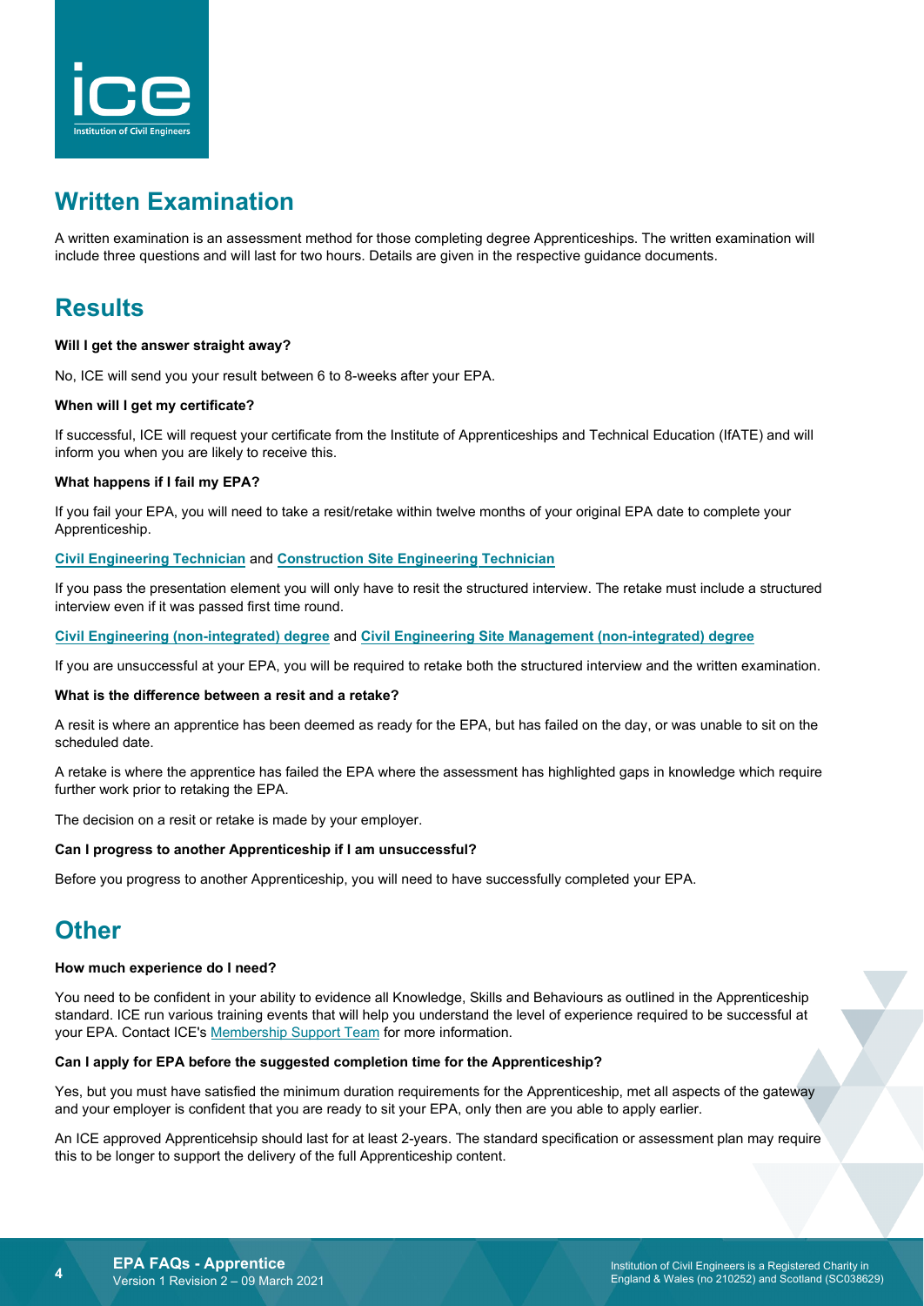## Written Examination

A written examination is an assessment method for those completing degree Apprenticeships. The written examination will include three questions and will last for two hours. Details are given in the respective guidance documents.

## Results

**Will I get the answer straight away?**

No, ICE will send you your result between 6 to 8-weeks after your EPA.

**When will I get my certificate?**

If successful, ICE will request your certificate from the Institute of Apprenticeships and Technical Education (IfATE) and will inform you when you are likely to receive this.

**What happens if I fail my EPA?**

If you fail your EPA, you will need to take a resit/retake within twelve months of your original EPA date to complete your Apprenticeship.

**Civil Engineering Technician** and **Construction Site Engineering Technician**

If you pass the presentation element you will only have to resit the structured interview. The retake must include a structured interview even if it was passed first time round.

**Civil Engineering (non-integrated) degree** and **Civil Engineering Site Management (non-integrated) degree**

If you are unsuccessful at your EPA, you will be required to retake both the structured interview and the written examination.

**What is the difference between a resit and a retake?**

A resit is where an apprentice has been deemed as ready for the EPA, but has failed on the day, or was unable to sit on the scheduled date.

A retake is where the apprentice has failed the EPA where the assessment has highlighted gaps in knowledge which require further work prior to retaking the EPA.

The decision on a resit or retake is made by your employer.

**Can I progress to another Apprenticeship if I am unsuccessful?**

Before you progress to another Apprenticeship, you will need to have successfully completed your EPA.

## Other

**How much experience do I need?**

You need to be confident in your ability to evidence all Knowledge, Skills and Behaviours as outlined in the Apprenticeship standard. ICE run various training events that will help you understand the level of experience required to be successful at your EPA. Contact ICE's Membership Support Team for more information.

**Can I apply for EPA before the suggested completion time for the Apprenticeship?**

Yes, but you must have satisfied the minimum duration requirements for the Apprenticeship, met all aspects of the gateway and your employer is confident that you are ready to sit your EPA, only then are you able to apply earlier.

An ICE approved Apprenticehsip should last for at least 2-years. The standard specification or assessment plan may require this to be longer to support the delivery of the full Apprenticeship content.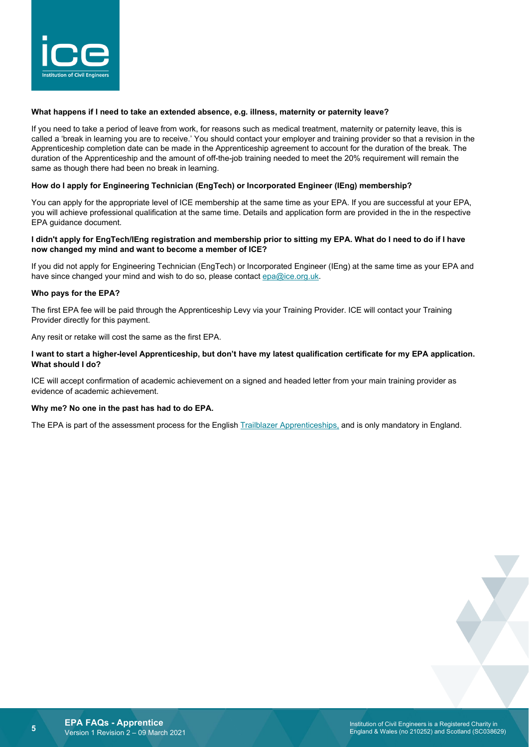**What happens if I need to take an extended absence, e.g. illness, maternity or paternity leave?**

If you need to take a period of leave from work, for reasons such as medical treatment, maternity or paternity leave, this is called a 'break in learning you are to receive.' You should contact your employer and training provider so that a revision in the Apprenticeship completion date can be made in the Apprenticeship agreement to account for the duration of the break. The duration of the Apprenticeship and the amount of off-the-job training needed to meet the 20% requirement will remain the same as though there had been no break in learning.

**How do I apply for Engineering Technician (EngTech) or Incorporated Engineer (IEng) membership?**

You can apply for the appropriate level of ICE membership at the same time as your EPA. If you are successful at your EPA, you will achieve professional qualification at the same time. Details and application form are provided in the in the respective EPA guidance document.

**I didn't apply for EngTech/IEng registration and membership prior to sitting my EPA. What do I need to do if I have now changed my mind and want to become a member of ICE?**

If you did not apply for Engineering Technician (EngTech) or Incorporated Engineer (IEng) at the same time as your EPA and have since changed your mind and wish to do so, please contact epa@ice.org.uk.

**Who pays for the EPA?**

The first EPA fee will be paid through the Apprenticeship Levy via your Training Provider. ICE will contact your Training Provider directly for this payment.

Any resit or retake will cost the same as the first EPA.

**I want to start a higher-level Apprenticeship, but don't have my latest qualification certificate for my EPA application. What should I do?**

ICE will accept confirmation of academic achievement on a signed and headed letter from your main training provider as evidence of academic achievement.

**Why me? No one in the past has had to do EPA.**

The EPA is part of the assessment process for the English Trailblazer Apprenticeships, and is only mandatory in England.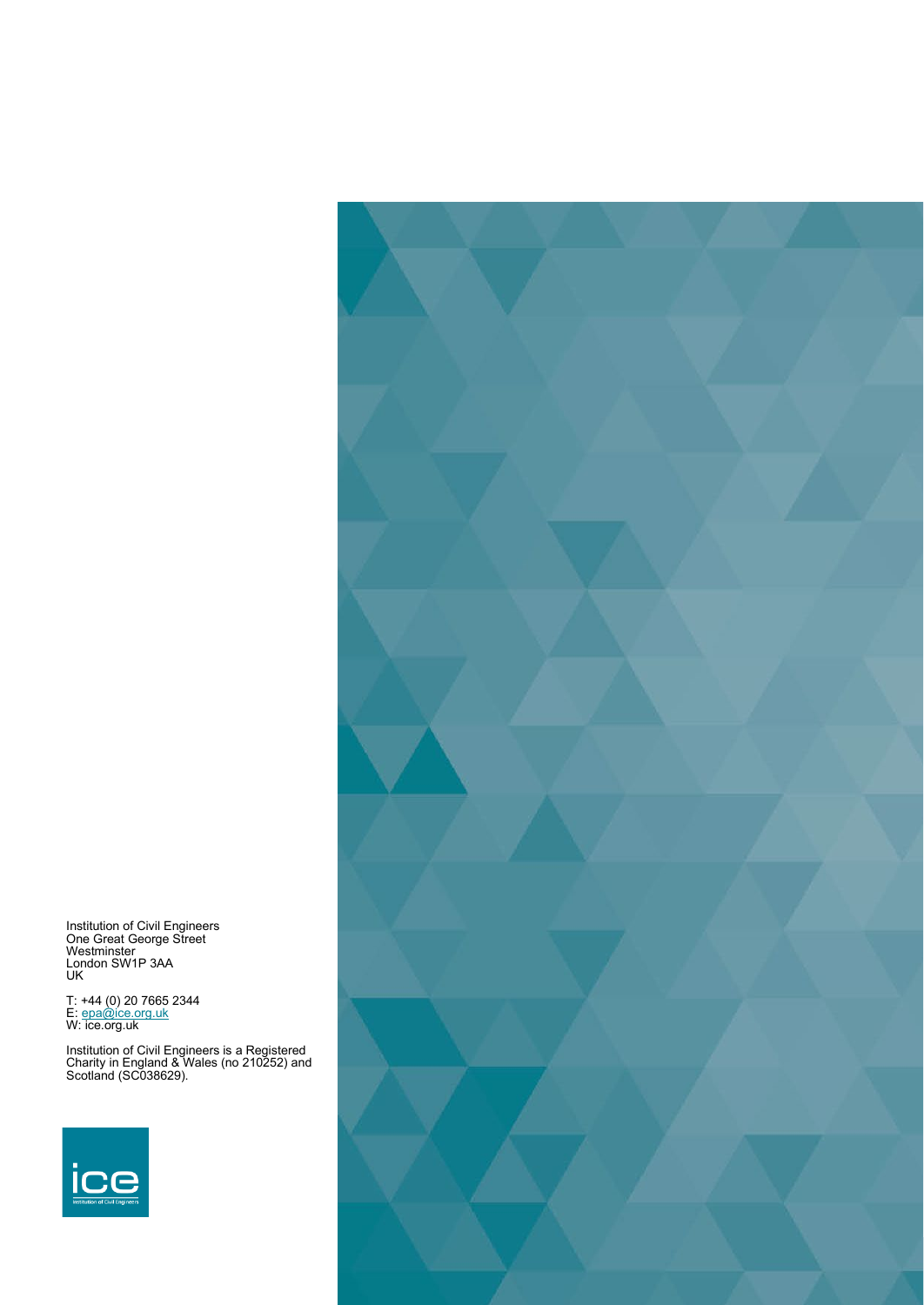Institution of Civil Engineers
One Great George Street
Westminster
London SW1P 3AA
UK

T: +44 (0) 20 7665 2344
E: epa@ice.org.uk
W: ice.org.uk

Institution of Civil Engineers is a Registered Charity in England & Wales (no 210252) and Scotland (SC038629).